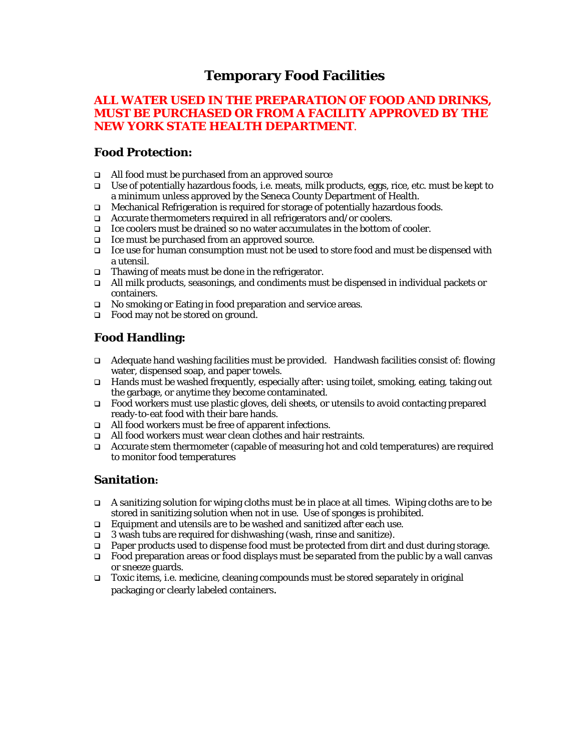# Temporary Food Facilities

**ALL WATER USED IN THE PREPARATION OF FOOD AND DRINKS, MUST BE PURCHASED OR FROM A FACILITY APPROVED BY THE NEW YORK STATE HEALTH DEPARTMENT**.

## Food Protection:

- All food must be purchased from an approved source
- Use of potentially hazardous foods, i.e. meats, milk products, eggs, rice, etc. must be kept to a minimum unless approved by the Seneca County Department of Health.
- Mechanical Refrigeration is required for storage of potentially hazardous foods.
- Accurate thermometers required in all refrigerators and/or coolers.
- Ice coolers must be drained so no water accumulates in the bottom of cooler.
- Ice must be purchased from an approved source.
- Ice use for human consumption must not be used to store food and must be dispensed with a utensil.
- Thawing of meats must be done in the refrigerator.
- All milk products, seasonings, and condiments must be dispensed in individual packets or containers.
- No smoking or Eating in food preparation and service areas.
- Food may not be stored on ground.

## Food Handling:

- Adequate hand washing facilities must be provided. Handwash facilities consist of: flowing water, dispensed soap, and paper towels.
- Hands must be washed frequently, especially after: using toilet, smoking, eating, taking out the garbage, or anytime they become contaminated.
- Food workers must use plastic gloves, deli sheets, or utensils to avoid contacting prepared ready-to-eat food with their bare hands.
- All food workers must be free of apparent infections.
- All food workers must wear clean clothes and hair restraints.
- Accurate stem thermometer (capable of measuring hot and cold temperatures) are required to monitor food temperatures

## Sanitation:

- A sanitizing solution for wiping cloths must be in place at all times. Wiping cloths are to be stored in sanitizing solution when not in use. Use of sponges is prohibited.
- Equipment and utensils are to be washed and sanitized after each use.
- 3 wash tubs are required for dishwashing (wash, rinse and sanitize).
- Paper products used to dispense food must be protected from dirt and dust during storage.
- Food preparation areas or food displays must be separated from the public by a wall canvas or sneeze guards.
- Toxic items, i.e. medicine, cleaning compounds must be stored separately in original packaging or clearly labeled containers.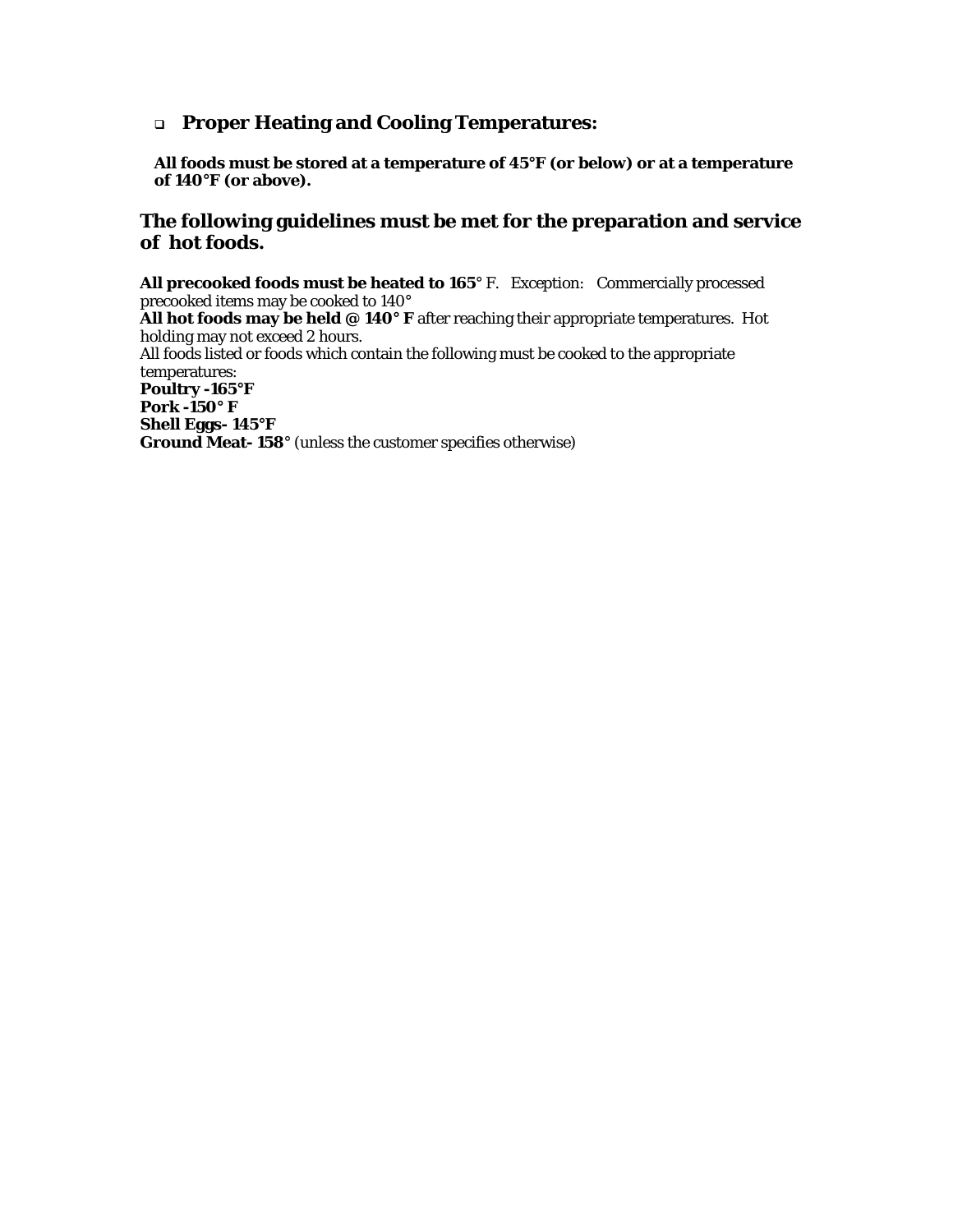- **Proper Heating and Cooling Temperatures:**

**All foods must be stored at a temperature of 45°F (or below) or at a temperature of 140°F (or above).**

## The following guidelines must be met for the preparation and service of hot foods.

**All precooked foods must be heated to 165°** F. Exception: Commercially processed precooked items may be cooked to 140°
**All hot foods may be held @ 140° F** after reaching their appropriate temperatures. Hot holding may not exceed 2 hours.
All foods listed or foods which contain the following must be cooked to the appropriate temperatures:
**Poultry -165°F**
**Pork -150° F**
**Shell Eggs- 145°F**
**Ground Meat- 158°** (unless the customer specifies otherwise)